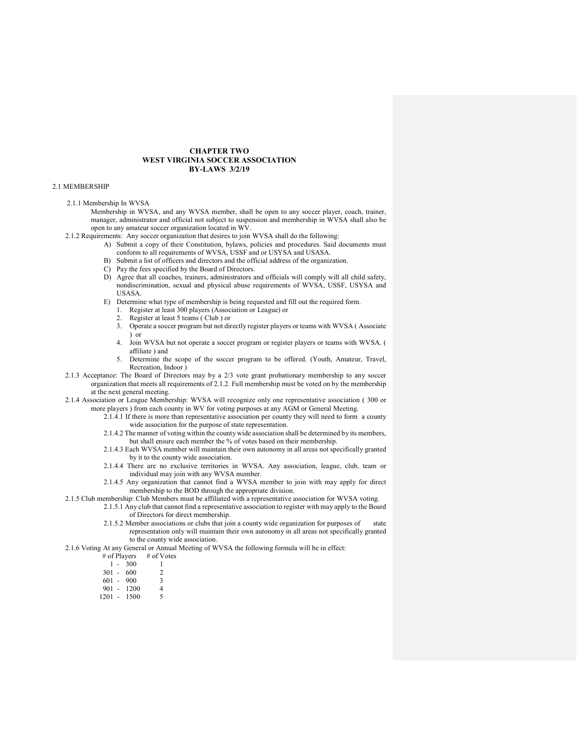**CHAPTER TWO**
**WEST VIRGINIA SOCCER ASSOCIATION**
**BY-LAWS 3/2/19**

2.1 MEMBERSHIP

2.1.1 Membership In WVSA

Membership in WVSA, and any WVSA member, shall be open to any soccer player, coach, trainer, manager, administrator and official not subject to suspension and membership in WVSA shall also be open to any amateur soccer organization located in WV.

2.1.2 Requirements: Any soccer organization that desires to join WVSA shall do the following:

A) Submit a copy of their Constitution, bylaws, policies and procedures. Said documents must conform to all requirements of WVSA, USSF and or USYSA and USASA.
B) Submit a list of officers and directors and the official address of the organization.
C) Pay the fees specified by the Board of Directors.
D) Agree that all coaches, trainers, administrators and officials will comply will all child safety, nondiscrimination, sexual and physical abuse requirements of WVSA, USSF, USYSA and USASA.
E) Determine what type of membership is being requested and fill out the required form.
   1. Register at least 300 players (Association or League) or
   2. Register at least 5 teams ( Club ) or
   3. Operate a soccer program but not directly register players or teams with WVSA ( Associate ) or
   4. Join WVSA but not operate a soccer program or register players or teams with WVSA. ( affiliate ) and
   5. Determine the scope of the soccer program to be offered. (Youth, Amateur, Travel, Recreation, Indoor )

2.1.3 Acceptance: The Board of Directors may by a 2/3 vote grant probationary membership to any soccer organization that meets all requirements of 2.1.2. Full membership must be voted on by the membership at the next general meeting.

2.1.4 Association or League Membership: WVSA will recognize only one representative association ( 300 or more players ) from each county in WV for voting purposes at any AGM or General Meeting.

2.1.4.1 If there is more than representative association per county they will need to form a county wide association for the purpose of state representation.

2.1.4.2 The manner of voting within the county wide association shall be determined by its members, but shall ensure each member the % of votes based on their membership.

2.1.4.3 Each WVSA member will maintain their own autonomy in all areas not specifically granted by it to the county wide association.

2.1.4.4 There are no exclusive territories in WVSA. Any association, league, club, team or individual may join with any WVSA member.

2.1.4.5 Any organization that cannot find a WVSA member to join with may apply for direct membership to the BOD through the appropriate division.

2.1.5 Club membership: Club Members must be affiliated with a representative association for WVSA voting.

2.1.5.1 Any club that cannot find a representative association to register with may apply to the Board of Directors for direct membership.

2.1.5.2 Member associations or clubs that join a county wide organization for purposes of state representation only will maintain their own autonomy in all areas not specifically granted to the county wide association.

2.1.6 Voting At any General or Annual Meeting of WVSA the following formula will be in effect:

| # of Players | # of Votes |
|---|---|
| 1 - 300 | 1 |
| 301 - 600 | 2 |
| 601 - 900 | 3 |
| 901 - 1200 | 4 |
| 1201 - 1500 | 5 |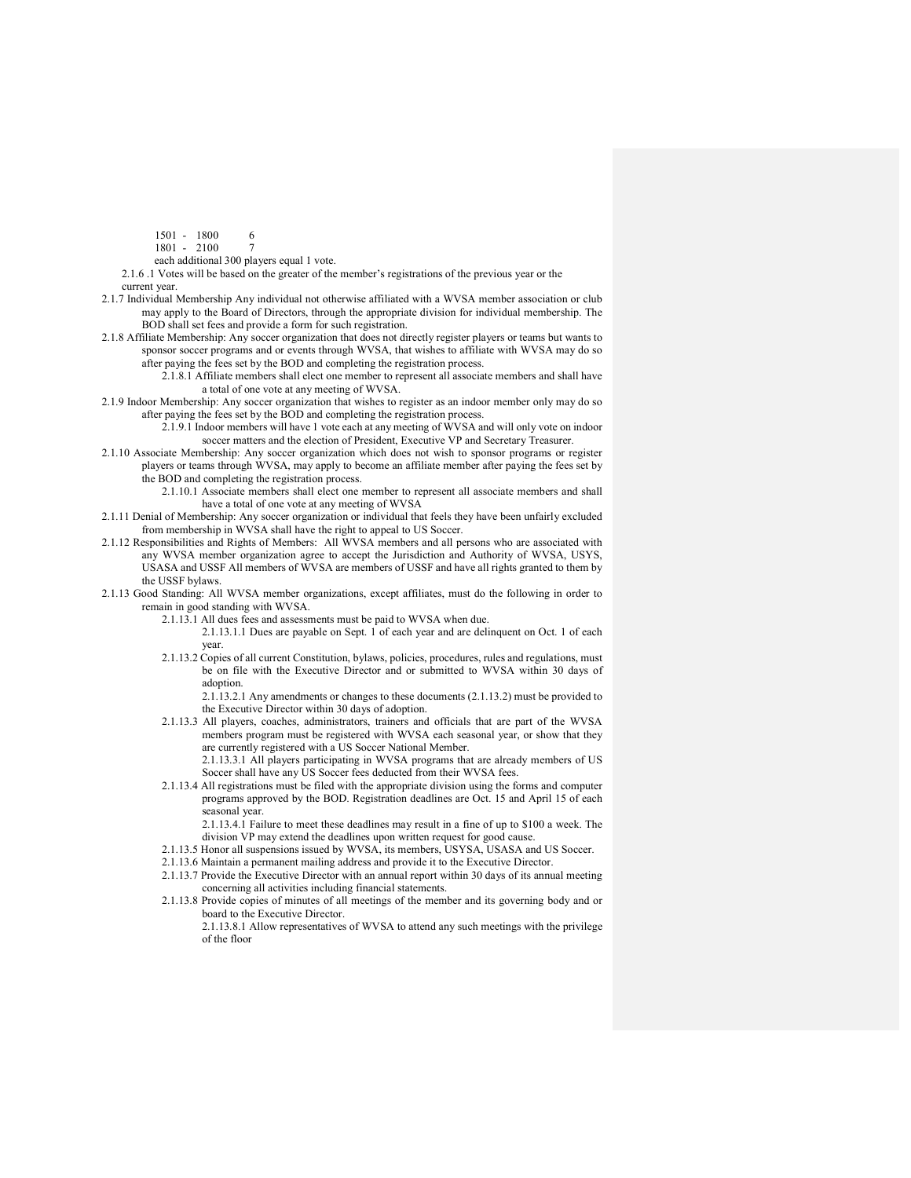| | |
|---|---|
| 1501 - 1800 | 6 |
| 1801 - 2100 | 7 |

each additional 300 players equal 1 vote.

2.1.6 .1 Votes will be based on the greater of the member's registrations of the previous year or the current year.

2.1.7 Individual Membership Any individual not otherwise affiliated with a WVSA member association or club may apply to the Board of Directors, through the appropriate division for individual membership. The BOD shall set fees and provide a form for such registration.

2.1.8 Affiliate Membership: Any soccer organization that does not directly register players or teams but wants to sponsor soccer programs and or events through WVSA, that wishes to affiliate with WVSA may do so after paying the fees set by the BOD and completing the registration process.

- 2.1.8.1 Affiliate members shall elect one member to represent all associate members and shall have a total of one vote at any meeting of WVSA.

2.1.9 Indoor Membership: Any soccer organization that wishes to register as an indoor member only may do so after paying the fees set by the BOD and completing the registration process.

- 2.1.9.1 Indoor members will have 1 vote each at any meeting of WVSA and will only vote on indoor soccer matters and the election of President, Executive VP and Secretary Treasurer.

2.1.10 Associate Membership: Any soccer organization which does not wish to sponsor programs or register players or teams through WVSA, may apply to become an affiliate member after paying the fees set by the BOD and completing the registration process.

- 2.1.10.1 Associate members shall elect one member to represent all associate members and shall have a total of one vote at any meeting of WVSA

2.1.11 Denial of Membership: Any soccer organization or individual that feels they have been unfairly excluded from membership in WVSA shall have the right to appeal to US Soccer.

2.1.12 Responsibilities and Rights of Members: All WVSA members and all persons who are associated with any WVSA member organization agree to accept the Jurisdiction and Authority of WVSA, USYS, USASA and USSF All members of WVSA are members of USSF and have all rights granted to them by the USSF bylaws.

2.1.13 Good Standing: All WVSA member organizations, except affiliates, must do the following in order to remain in good standing with WVSA.

- 2.1.13.1 All dues fees and assessments must be paid to WVSA when due.
  - 2.1.13.1.1 Dues are payable on Sept. 1 of each year and are delinquent on Oct. 1 of each year.
- 2.1.13.2 Copies of all current Constitution, bylaws, policies, procedures, rules and regulations, must be on file with the Executive Director and or submitted to WVSA within 30 days of adoption.
  - 2.1.13.2.1 Any amendments or changes to these documents (2.1.13.2) must be provided to the Executive Director within 30 days of adoption.
- 2.1.13.3 All players, coaches, administrators, trainers and officials that are part of the WVSA members program must be registered with WVSA each seasonal year, or show that they are currently registered with a US Soccer National Member.
  - 2.1.13.3.1 All players participating in WVSA programs that are already members of US Soccer shall have any US Soccer fees deducted from their WVSA fees.
- 2.1.13.4 All registrations must be filed with the appropriate division using the forms and computer programs approved by the BOD. Registration deadlines are Oct. 15 and April 15 of each seasonal year.
  - 2.1.13.4.1 Failure to meet these deadlines may result in a fine of up to $100 a week. The division VP may extend the deadlines upon written request for good cause.
- 2.1.13.5 Honor all suspensions issued by WVSA, its members, USYSA, USASA and US Soccer.
- 2.1.13.6 Maintain a permanent mailing address and provide it to the Executive Director.
- 2.1.13.7 Provide the Executive Director with an annual report within 30 days of its annual meeting concerning all activities including financial statements.
- 2.1.13.8 Provide copies of minutes of all meetings of the member and its governing body and or board to the Executive Director.
  - 2.1.13.8.1 Allow representatives of WVSA to attend any such meetings with the privilege of the floor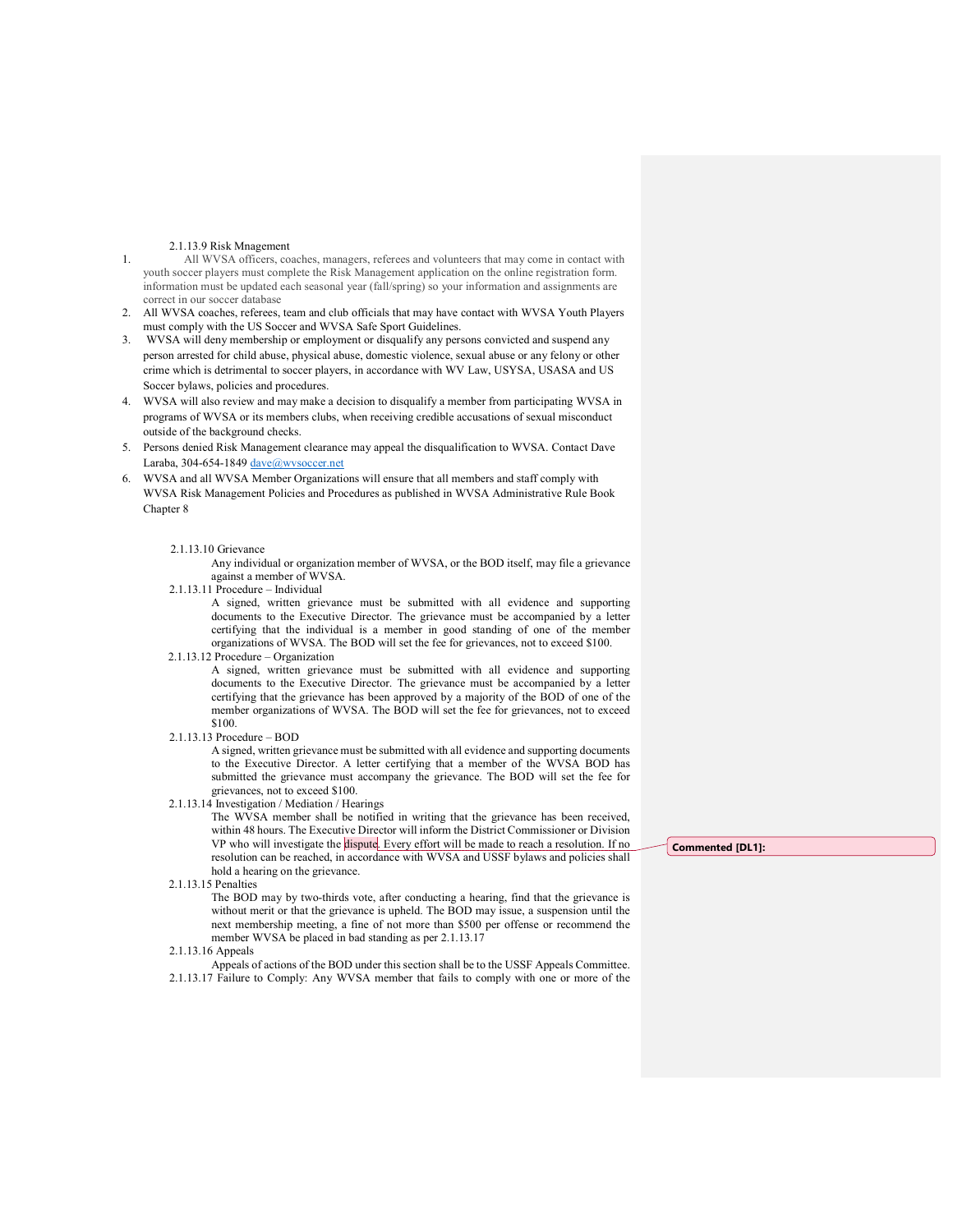2.1.13.9 Risk Mnagement

1. All WVSA officers, coaches, managers, referees and volunteers that may come in contact with youth soccer players must complete the Risk Management application on the online registration form. information must be updated each seasonal year (fall/spring) so your information and assignments are correct in our soccer database
2. All WVSA coaches, referees, team and club officials that may have contact with WVSA Youth Players must comply with the US Soccer and WVSA Safe Sport Guidelines.
3. WVSA will deny membership or employment or disqualify any persons convicted and suspend any person arrested for child abuse, physical abuse, domestic violence, sexual abuse or any felony or other crime which is detrimental to soccer players, in accordance with WV Law, USYSA, USASA and US Soccer bylaws, policies and procedures.
4. WVSA will also review and may make a decision to disqualify a member from participating WVSA in programs of WVSA or its members clubs, when receiving credible accusations of sexual misconduct outside of the background checks.
5. Persons denied Risk Management clearance may appeal the disqualification to WVSA. Contact Dave Laraba, 304-654-1849 dave@wvsoccer.net
6. WVSA and all WVSA Member Organizations will ensure that all members and staff comply with WVSA Risk Management Policies and Procedures as published in WVSA Administrative Rule Book Chapter 8

2.1.13.10 Grievance

Any individual or organization member of WVSA, or the BOD itself, may file a grievance against a member of WVSA.

2.1.13.11 Procedure – Individual

A signed, written grievance must be submitted with all evidence and supporting documents to the Executive Director. The grievance must be accompanied by a letter certifying that the individual is a member in good standing of one of the member organizations of WVSA. The BOD will set the fee for grievances, not to exceed $100.

2.1.13.12 Procedure – Organization

A signed, written grievance must be submitted with all evidence and supporting documents to the Executive Director. The grievance must be accompanied by a letter certifying that the grievance has been approved by a majority of the BOD of one of the member organizations of WVSA. The BOD will set the fee for grievances, not to exceed $100.

2.1.13.13 Procedure – BOD

A signed, written grievance must be submitted with all evidence and supporting documents to the Executive Director. A letter certifying that a member of the WVSA BOD has submitted the grievance must accompany the grievance. The BOD will set the fee for grievances, not to exceed $100.

2.1.13.14 Investigation / Mediation / Hearings

The WVSA member shall be notified in writing that the grievance has been received, within 48 hours. The Executive Director will inform the District Commissioner or Division VP who will investigate the dispute. Every effort will be made to reach a resolution. If no resolution can be reached, in accordance with WVSA and USSF bylaws and policies shall hold a hearing on the grievance.

**Commented [DL1]:**

2.1.13.15 Penalties

The BOD may by two-thirds vote, after conducting a hearing, find that the grievance is without merit or that the grievance is upheld. The BOD may issue, a suspension until the next membership meeting, a fine of not more than $500 per offense or recommend the member WVSA be placed in bad standing as per 2.1.13.17

2.1.13.16 Appeals

Appeals of actions of the BOD under this section shall be to the USSF Appeals Committee.

2.1.13.17 Failure to Comply: Any WVSA member that fails to comply with one or more of the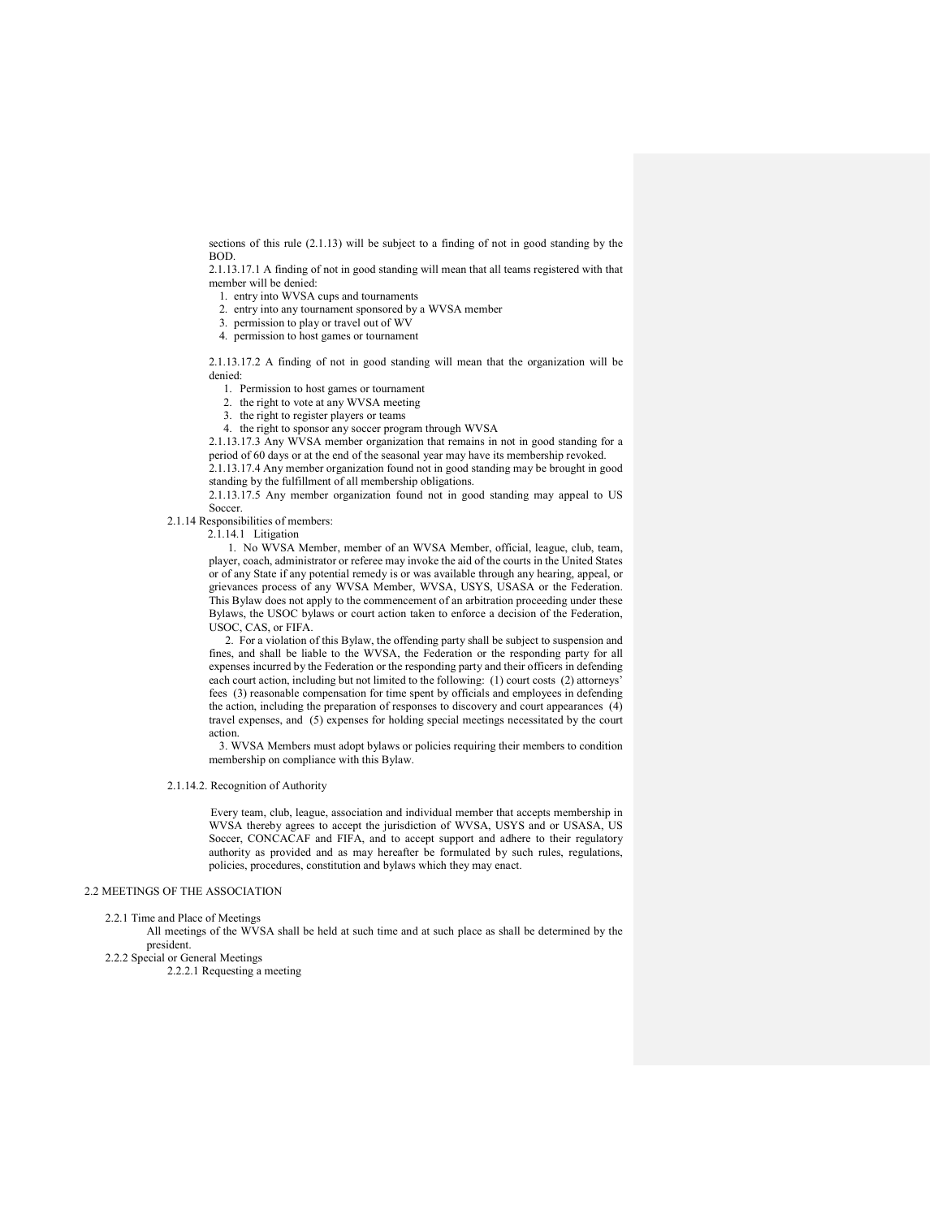sections of this rule (2.1.13) will be subject to a finding of not in good standing by the BOD.

2.1.13.17.1 A finding of not in good standing will mean that all teams registered with that member will be denied:

1. entry into WVSA cups and tournaments
2. entry into any tournament sponsored by a WVSA member
3. permission to play or travel out of WV
4. permission to host games or tournament

2.1.13.17.2 A finding of not in good standing will mean that the organization will be denied:

1. Permission to host games or tournament
2. the right to vote at any WVSA meeting
3. the right to register players or teams
4. the right to sponsor any soccer program through WVSA

2.1.13.17.3 Any WVSA member organization that remains in not in good standing for a period of 60 days or at the end of the seasonal year may have its membership revoked.

2.1.13.17.4 Any member organization found not in good standing may be brought in good standing by the fulfillment of all membership obligations.

2.1.13.17.5 Any member organization found not in good standing may appeal to US Soccer.

2.1.14 Responsibilities of members:

2.1.14.1 Litigation

1. No WVSA Member, member of an WVSA Member, official, league, club, team, player, coach, administrator or referee may invoke the aid of the courts in the United States or of any State if any potential remedy is or was available through any hearing, appeal, or grievances process of any WVSA Member, WVSA, USYS, USASA or the Federation. This Bylaw does not apply to the commencement of an arbitration proceeding under these Bylaws, the USOC bylaws or court action taken to enforce a decision of the Federation, USOC, CAS, or FIFA.

2. For a violation of this Bylaw, the offending party shall be subject to suspension and fines, and shall be liable to the WVSA, the Federation or the responding party for all expenses incurred by the Federation or the responding party and their officers in defending each court action, including but not limited to the following: (1) court costs (2) attorneys' fees (3) reasonable compensation for time spent by officials and employees in defending the action, including the preparation of responses to discovery and court appearances (4) travel expenses, and (5) expenses for holding special meetings necessitated by the court action.

3. WVSA Members must adopt bylaws or policies requiring their members to condition membership on compliance with this Bylaw.

2.1.14.2. Recognition of Authority

Every team, club, league, association and individual member that accepts membership in WVSA thereby agrees to accept the jurisdiction of WVSA, USYS and or USASA, US Soccer, CONCACAF and FIFA, and to accept support and adhere to their regulatory authority as provided and as may hereafter be formulated by such rules, regulations, policies, procedures, constitution and bylaws which they may enact.

## 2.2 MEETINGS OF THE ASSOCIATION

2.2.1 Time and Place of Meetings

All meetings of the WVSA shall be held at such time and at such place as shall be determined by the president.

2.2.2 Special or General Meetings

2.2.2.1 Requesting a meeting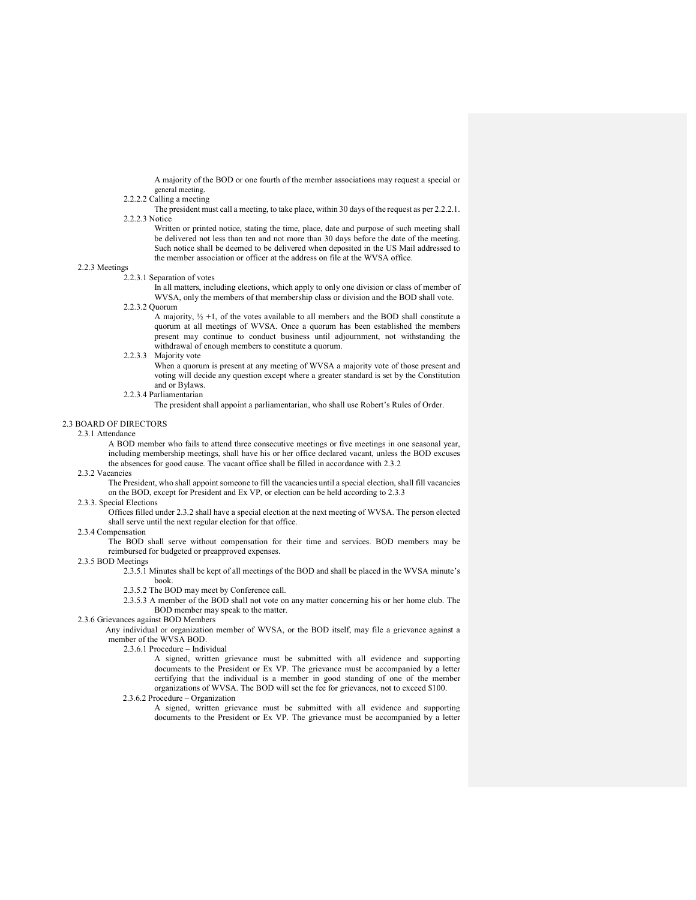A majority of the BOD or one fourth of the member associations may request a special or general meeting.

2.2.2.2 Calling a meeting

The president must call a meeting, to take place, within 30 days of the request as per 2.2.2.1.

2.2.2.3 Notice

Written or printed notice, stating the time, place, date and purpose of such meeting shall be delivered not less than ten and not more than 30 days before the date of the meeting. Such notice shall be deemed to be delivered when deposited in the US Mail addressed to the member association or officer at the address on file at the WVSA office.

2.2.3 Meetings

2.2.3.1 Separation of votes

In all matters, including elections, which apply to only one division or class of member of WVSA, only the members of that membership class or division and the BOD shall vote.

2.2.3.2 Quorum

A majority, ½ +1, of the votes available to all members and the BOD shall constitute a quorum at all meetings of WVSA. Once a quorum has been established the members present may continue to conduct business until adjournment, not withstanding the withdrawal of enough members to constitute a quorum.

2.2.3.3 Majority vote

When a quorum is present at any meeting of WVSA a majority vote of those present and voting will decide any question except where a greater standard is set by the Constitution and or Bylaws.

2.2.3.4 Parliamentarian

The president shall appoint a parliamentarian, who shall use Robert's Rules of Order.

2.3 BOARD OF DIRECTORS

2.3.1 Attendance

A BOD member who fails to attend three consecutive meetings or five meetings in one seasonal year, including membership meetings, shall have his or her office declared vacant, unless the BOD excuses the absences for good cause. The vacant office shall be filled in accordance with 2.3.2

2.3.2 Vacancies

The President, who shall appoint someone to fill the vacancies until a special election, shall fill vacancies on the BOD, except for President and Ex VP, or election can be held according to 2.3.3

2.3.3. Special Elections

Offices filled under 2.3.2 shall have a special election at the next meeting of WVSA. The person elected shall serve until the next regular election for that office.

2.3.4 Compensation

The BOD shall serve without compensation for their time and services. BOD members may be reimbursed for budgeted or preapproved expenses.

2.3.5 BOD Meetings

2.3.5.1 Minutes shall be kept of all meetings of the BOD and shall be placed in the WVSA minute's book.

2.3.5.2 The BOD may meet by Conference call.

2.3.5.3 A member of the BOD shall not vote on any matter concerning his or her home club. The BOD member may speak to the matter.

2.3.6 Grievances against BOD Members

Any individual or organization member of WVSA, or the BOD itself, may file a grievance against a member of the WVSA BOD.

2.3.6.1 Procedure – Individual

A signed, written grievance must be submitted with all evidence and supporting documents to the President or Ex VP. The grievance must be accompanied by a letter certifying that the individual is a member in good standing of one of the member organizations of WVSA. The BOD will set the fee for grievances, not to exceed $100.

2.3.6.2 Procedure – Organization

A signed, written grievance must be submitted with all evidence and supporting documents to the President or Ex VP. The grievance must be accompanied by a letter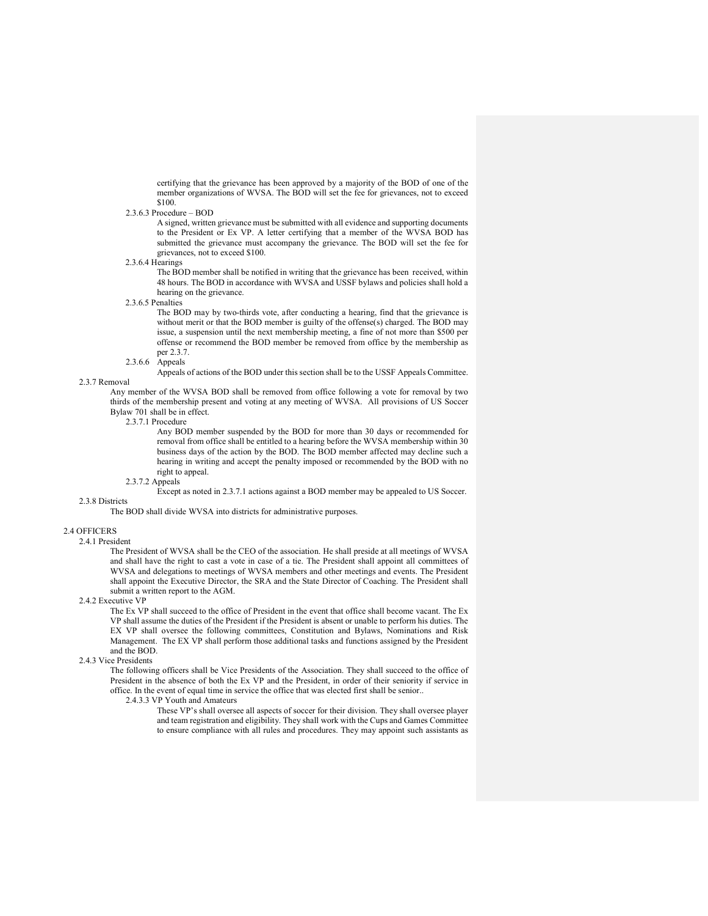certifying that the grievance has been approved by a majority of the BOD of one of the member organizations of WVSA. The BOD will set the fee for grievances, not to exceed $100.

2.3.6.3 Procedure – BOD

A signed, written grievance must be submitted with all evidence and supporting documents to the President or Ex VP. A letter certifying that a member of the WVSA BOD has submitted the grievance must accompany the grievance. The BOD will set the fee for grievances, not to exceed $100.

2.3.6.4 Hearings

The BOD member shall be notified in writing that the grievance has been received, within 48 hours. The BOD in accordance with WVSA and USSF bylaws and policies shall hold a hearing on the grievance.

2.3.6.5 Penalties

The BOD may by two-thirds vote, after conducting a hearing, find that the grievance is without merit or that the BOD member is guilty of the offense(s) charged. The BOD may issue, a suspension until the next membership meeting, a fine of not more than $500 per offense or recommend the BOD member be removed from office by the membership as per 2.3.7.

2.3.6.6 Appeals

Appeals of actions of the BOD under this section shall be to the USSF Appeals Committee.

2.3.7 Removal

Any member of the WVSA BOD shall be removed from office following a vote for removal by two thirds of the membership present and voting at any meeting of WVSA. All provisions of US Soccer Bylaw 701 shall be in effect.

2.3.7.1 Procedure

Any BOD member suspended by the BOD for more than 30 days or recommended for removal from office shall be entitled to a hearing before the WVSA membership within 30 business days of the action by the BOD. The BOD member affected may decline such a hearing in writing and accept the penalty imposed or recommended by the BOD with no right to appeal.

2.3.7.2 Appeals

Except as noted in 2.3.7.1 actions against a BOD member may be appealed to US Soccer.

2.3.8 Districts

The BOD shall divide WVSA into districts for administrative purposes.

## 2.4 OFFICERS

2.4.1 President

The President of WVSA shall be the CEO of the association. He shall preside at all meetings of WVSA and shall have the right to cast a vote in case of a tie. The President shall appoint all committees of WVSA and delegations to meetings of WVSA members and other meetings and events. The President shall appoint the Executive Director, the SRA and the State Director of Coaching. The President shall submit a written report to the AGM.

2.4.2 Executive VP

The Ex VP shall succeed to the office of President in the event that office shall become vacant. The Ex VP shall assume the duties of the President if the President is absent or unable to perform his duties. The EX VP shall oversee the following committees, Constitution and Bylaws, Nominations and Risk Management. The EX VP shall perform those additional tasks and functions assigned by the President and the BOD.

2.4.3 Vice Presidents

The following officers shall be Vice Presidents of the Association. They shall succeed to the office of President in the absence of both the Ex VP and the President, in order of their seniority if service in office. In the event of equal time in service the office that was elected first shall be senior..

2.4.3.3 VP Youth and Amateurs

These VP's shall oversee all aspects of soccer for their division. They shall oversee player and team registration and eligibility. They shall work with the Cups and Games Committee to ensure compliance with all rules and procedures. They may appoint such assistants as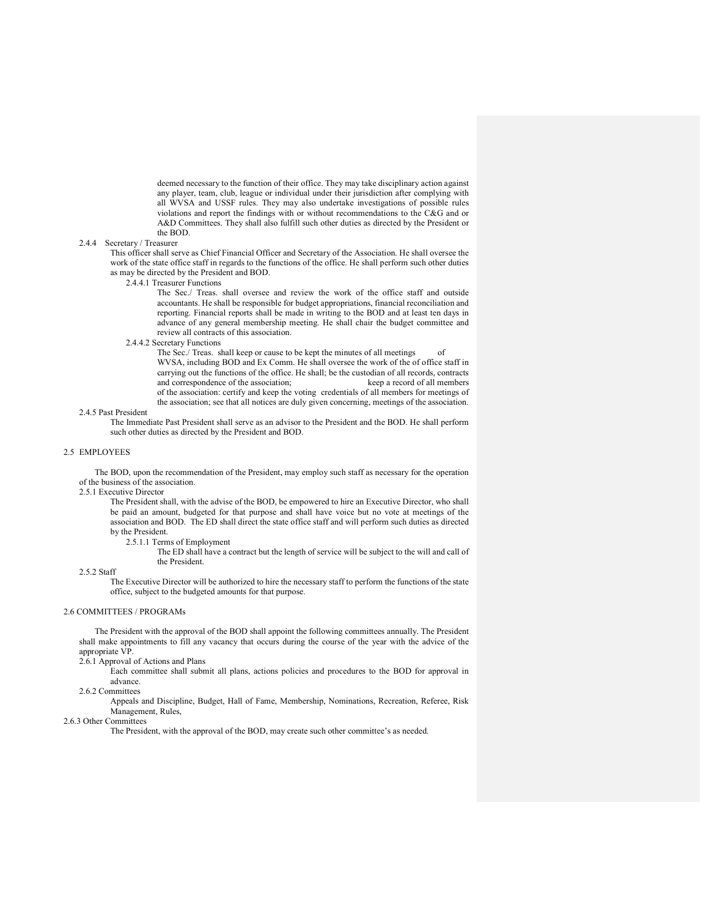deemed necessary to the function of their office. They may take disciplinary action against any player, team, club, league or individual under their jurisdiction after complying with all WVSA and USSF rules. They may also undertake investigations of possible rules violations and report the findings with or without recommendations to the C&G and or A&D Committees. They shall also fulfill such other duties as directed by the President or the BOD.

2.4.4 Secretary / Treasurer

This officer shall serve as Chief Financial Officer and Secretary of the Association. He shall oversee the work of the state office staff in regards to the functions of the office. He shall perform such other duties as may be directed by the President and BOD.

2.4.4.1 Treasurer Functions

The Sec./ Treas. shall oversee and review the work of the office staff and outside accountants. He shall be responsible for budget appropriations, financial reconciliation and reporting. Financial reports shall be made in writing to the BOD and at least ten days in advance of any general membership meeting. He shall chair the budget committee and review all contracts of this association.

2.4.4.2 Secretary Functions

The Sec./ Treas. shall keep or cause to be kept the minutes of all meetings of WVSA, including BOD and Ex Comm. He shall oversee the work of the of office staff in carrying out the functions of the office. He shall; be the custodian of all records, contracts and correspondence of the association; keep a record of all members of the association: certify and keep the voting credentials of all members for meetings of the association; see that all notices are duly given concerning, meetings of the association.

2.4.5 Past President

The Immediate Past President shall serve as an advisor to the President and the BOD. He shall perform such other duties as directed by the President and BOD.

## 2.5 EMPLOYEES

The BOD, upon the recommendation of the President, may employ such staff as necessary for the operation of the business of the association.

2.5.1 Executive Director

The President shall, with the advise of the BOD, be empowered to hire an Executive Director, who shall be paid an amount, budgeted for that purpose and shall have voice but no vote at meetings of the association and BOD. The ED shall direct the state office staff and will perform such duties as directed by the President.

2.5.1.1 Terms of Employment

The ED shall have a contract but the length of service will be subject to the will and call of the President.

2.5.2 Staff

The Executive Director will be authorized to hire the necessary staff to perform the functions of the state office, subject to the budgeted amounts for that purpose.

## 2.6 COMMITTEES / PROGRAMs

The President with the approval of the BOD shall appoint the following committees annually. The President shall make appointments to fill any vacancy that occurs during the course of the year with the advice of the appropriate VP.

2.6.1 Approval of Actions and Plans

Each committee shall submit all plans, actions policies and procedures to the BOD for approval in advance.

2.6.2 Committees

Appeals and Discipline, Budget, Hall of Fame, Membership, Nominations, Recreation, Referee, Risk Management, Rules,

2.6.3 Other Committees

The President, with the approval of the BOD, may create such other committee's as needed.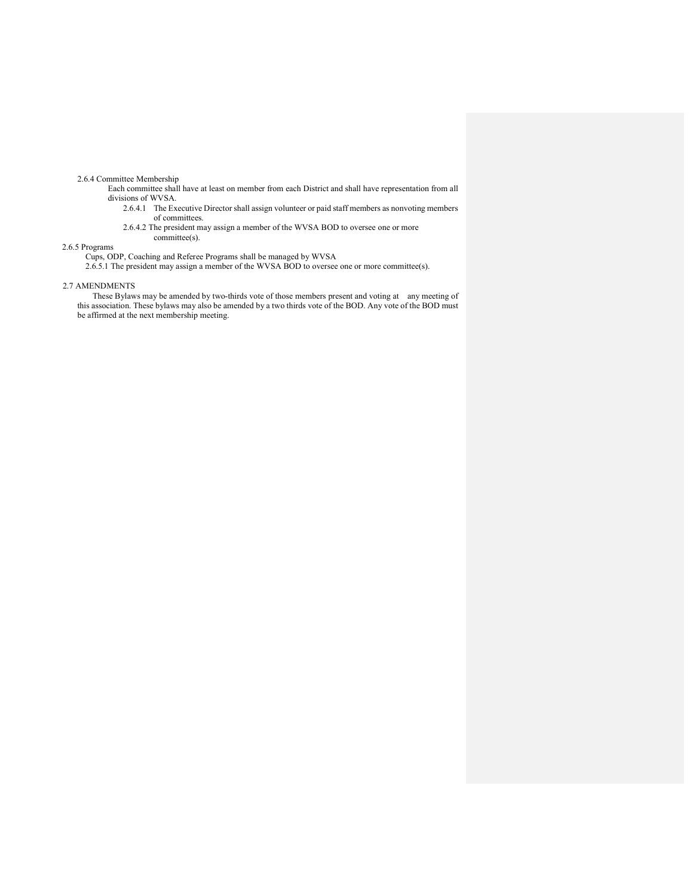2.6.4 Committee Membership

Each committee shall have at least on member from each District and shall have representation from all divisions of WVSA.

2.6.4.1 The Executive Director shall assign volunteer or paid staff members as nonvoting members of committees.

2.6.4.2 The president may assign a member of the WVSA BOD to oversee one or more committee(s).

2.6.5 Programs

Cups, ODP, Coaching and Referee Programs shall be managed by WVSA

2.6.5.1 The president may assign a member of the WVSA BOD to oversee one or more committee(s).

2.7 AMENDMENTS

These Bylaws may be amended by two-thirds vote of those members present and voting at any meeting of this association. These bylaws may also be amended by a two thirds vote of the BOD. Any vote of the BOD must be affirmed at the next membership meeting.